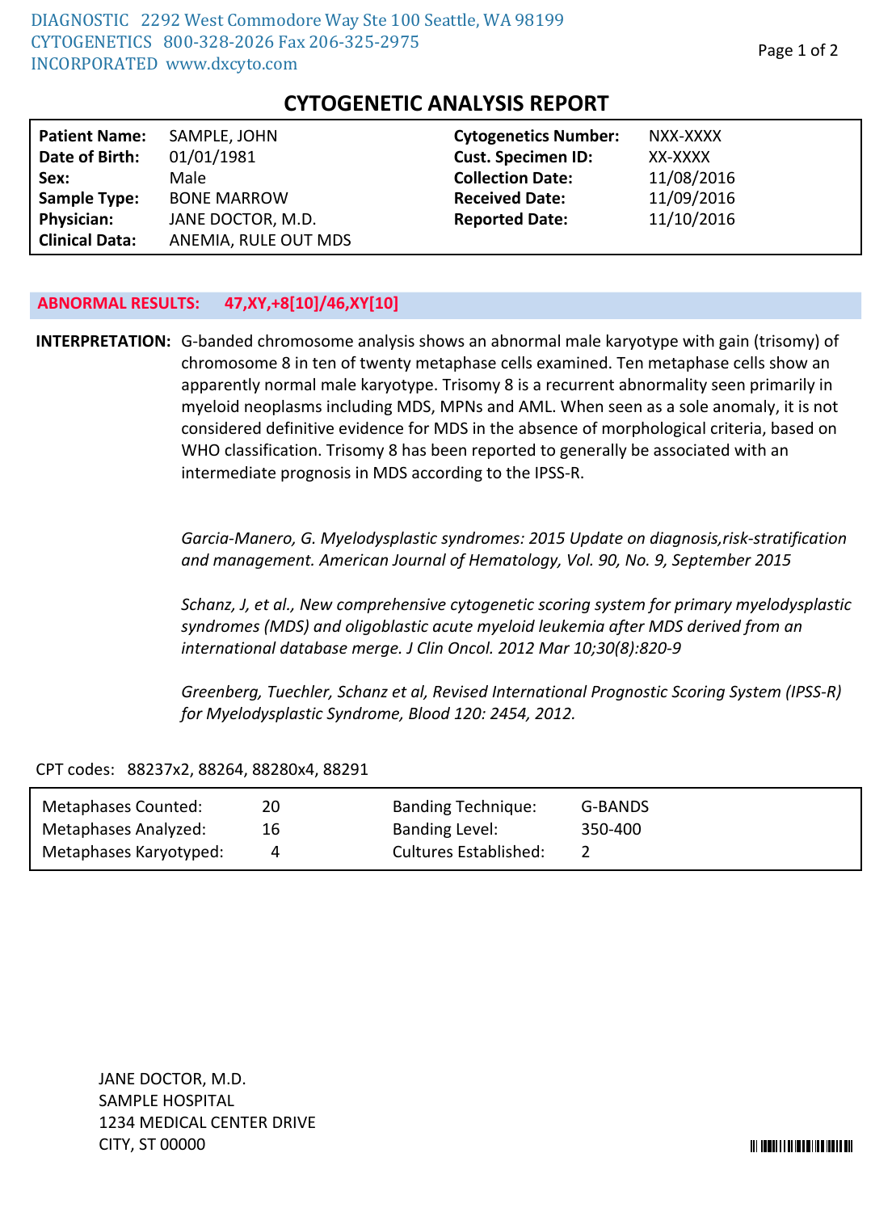DIAGNOSTIC 2292 West Commodore Way Ste 100 Seattle, WA 98199
CYTOGENETICS 800-328-2026 Fax 206-325-2975
INCORPORATED www.dxcyto.com

# CYTOGENETIC ANALYSIS REPORT

| | | | |
|---|---|---|---|
| **Patient Name:** | SAMPLE, JOHN | **Cytogenetics Number:** | NXX-XXXX |
| **Date of Birth:** | 01/01/1981 | **Cust. Specimen ID:** | XX-XXXX |
| **Sex:** | Male | **Collection Date:** | 11/08/2016 |
| **Sample Type:** | BONE MARROW | **Received Date:** | 11/09/2016 |
| **Physician:** | JANE DOCTOR, M.D. | **Reported Date:** | 11/10/2016 |
| **Clinical Data:** | ANEMIA, RULE OUT MDS | | |

**ABNORMAL RESULTS: 47,XY,+8[10]/46,XY[10]**

**INTERPRETATION:** G-banded chromosome analysis shows an abnormal male karyotype with gain (trisomy) of chromosome 8 in ten of twenty metaphase cells examined. Ten metaphase cells show an apparently normal male karyotype. Trisomy 8 is a recurrent abnormality seen primarily in myeloid neoplasms including MDS, MPNs and AML. When seen as a sole anomaly, it is not considered definitive evidence for MDS in the absence of morphological criteria, based on WHO classification. Trisomy 8 has been reported to generally be associated with an intermediate prognosis in MDS according to the IPSS-R.

*Garcia-Manero, G. Myelodysplastic syndromes: 2015 Update on diagnosis,risk-stratification and management. American Journal of Hematology, Vol. 90, No. 9, September 2015*

*Schanz, J, et al., New comprehensive cytogenetic scoring system for primary myelodysplastic syndromes (MDS) and oligoblastic acute myeloid leukemia after MDS derived from an international database merge. J Clin Oncol. 2012 Mar 10;30(8):820-9*

*Greenberg, Tuechler, Schanz et al, Revised International Prognostic Scoring System (IPSS-R) for Myelodysplastic Syndrome, Blood 120: 2454, 2012.*

CPT codes: 88237x2, 88264, 88280x4, 88291

| | | | |
|---|---|---|---|
| Metaphases Counted: | 20 | Banding Technique: | G-BANDS |
| Metaphases Analyzed: | 16 | Banding Level: | 350-400 |
| Metaphases Karyotyped: | 4 | Cultures Established: | 2 |

JANE DOCTOR, M.D.
SAMPLE HOSPITAL
1234 MEDICAL CENTER DRIVE
CITY, ST 00000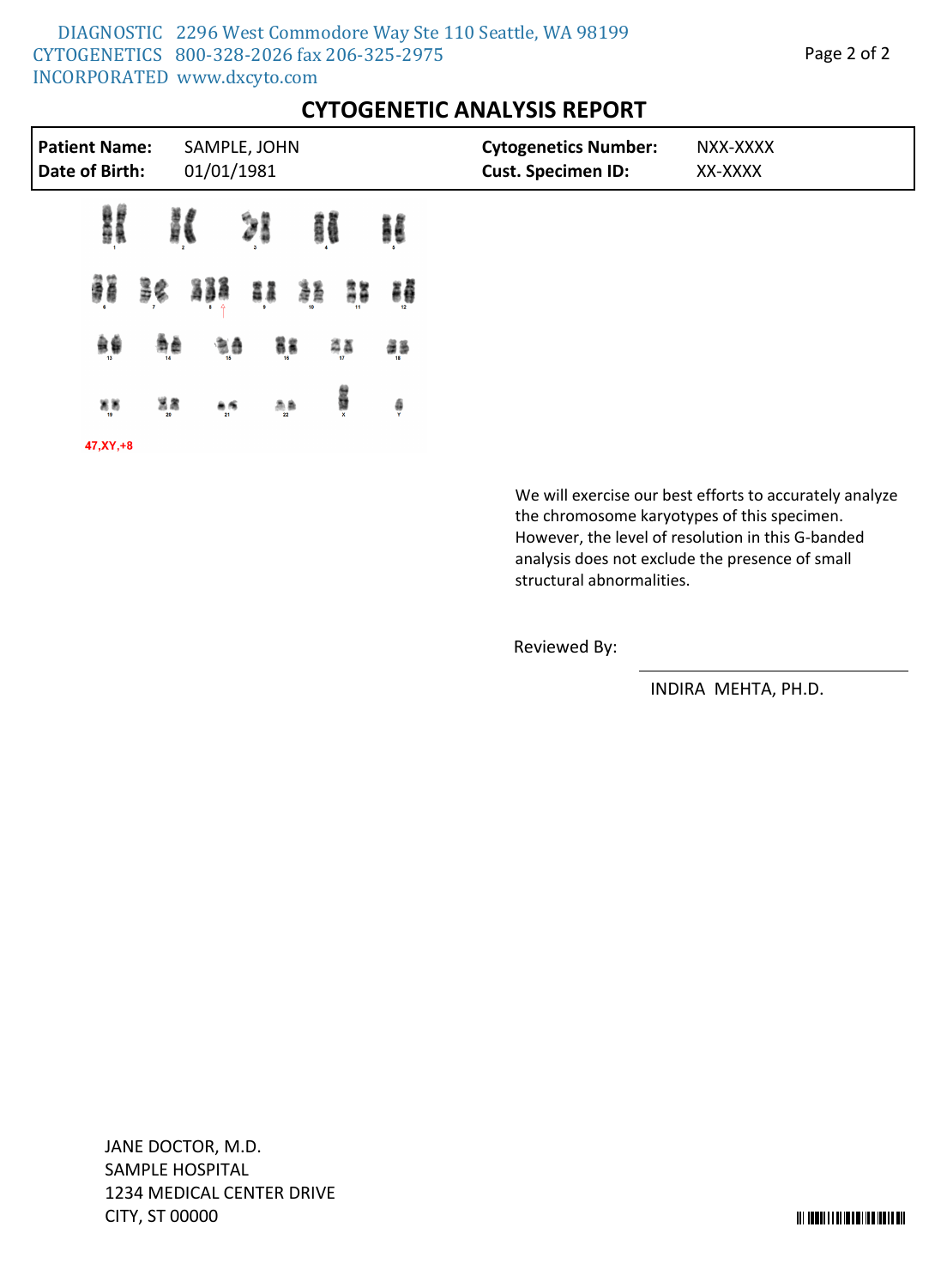DIAGNOSTIC CYTOGENETICS INCORPORATED
2296 West Commodore Way Ste 110 Seattle, WA 98199
800-328-2026 fax 206-325-2975
www.dxcyto.com

# CYTOGENETIC ANALYSIS REPORT

| | | | |
|---|---|---|---|
| **Patient Name:** | SAMPLE, JOHN | **Cytogenetics Number:** | NXX-XXXX |
| **Date of Birth:** | 01/01/1981 | **Cust. Specimen ID:** | XX-XXXX |

1 2 3 4 5

6 7 8 9 10 11 12

13 14 15 16 17 18

19 20 21 22 X Y

47,XY,+8

We will exercise our best efforts to accurately analyze the chromosome karyotypes of this specimen. However, the level of resolution in this G-banded analysis does not exclude the presence of small structural abnormalities.

Reviewed By:

INDIRA MEHTA, PH.D.

JANE DOCTOR, M.D.
SAMPLE HOSPITAL
1234 MEDICAL CENTER DRIVE
CITY, ST 00000